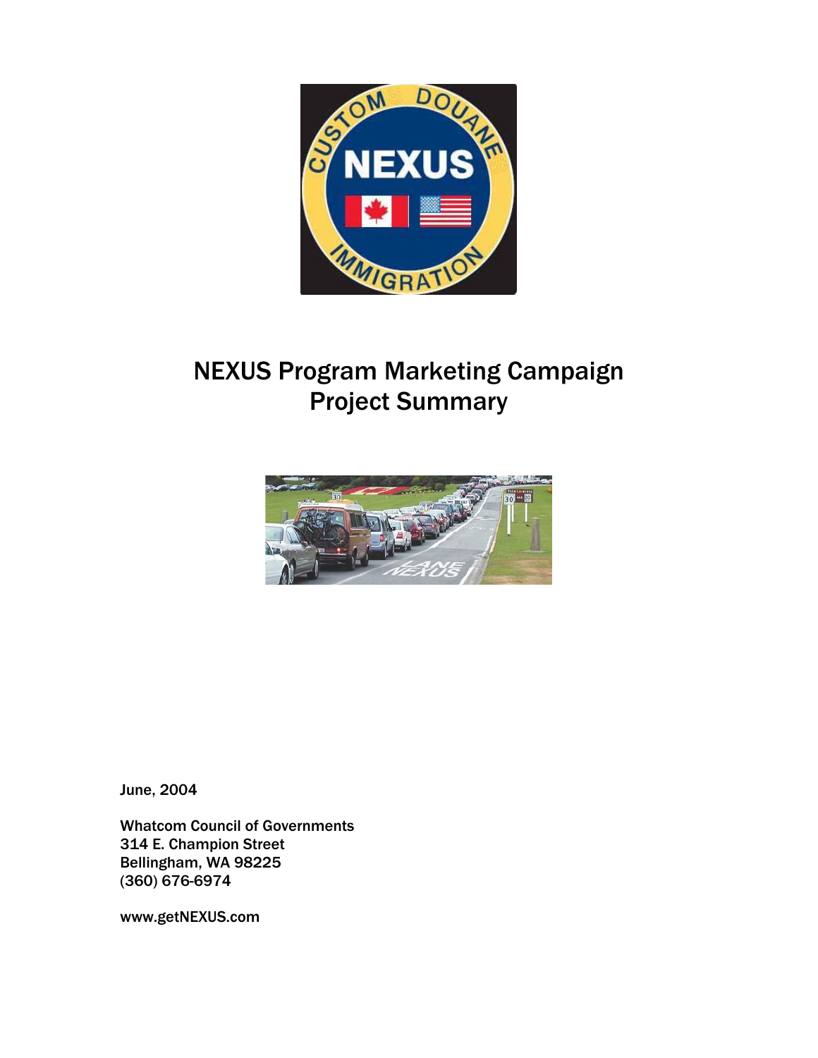# NEXUS Program Marketing Campaign
# Project Summary

June, 2004

Whatcom Council of Governments
314 E. Champion Street
Bellingham, WA 98225
(360) 676-6974

www.getNEXUS.com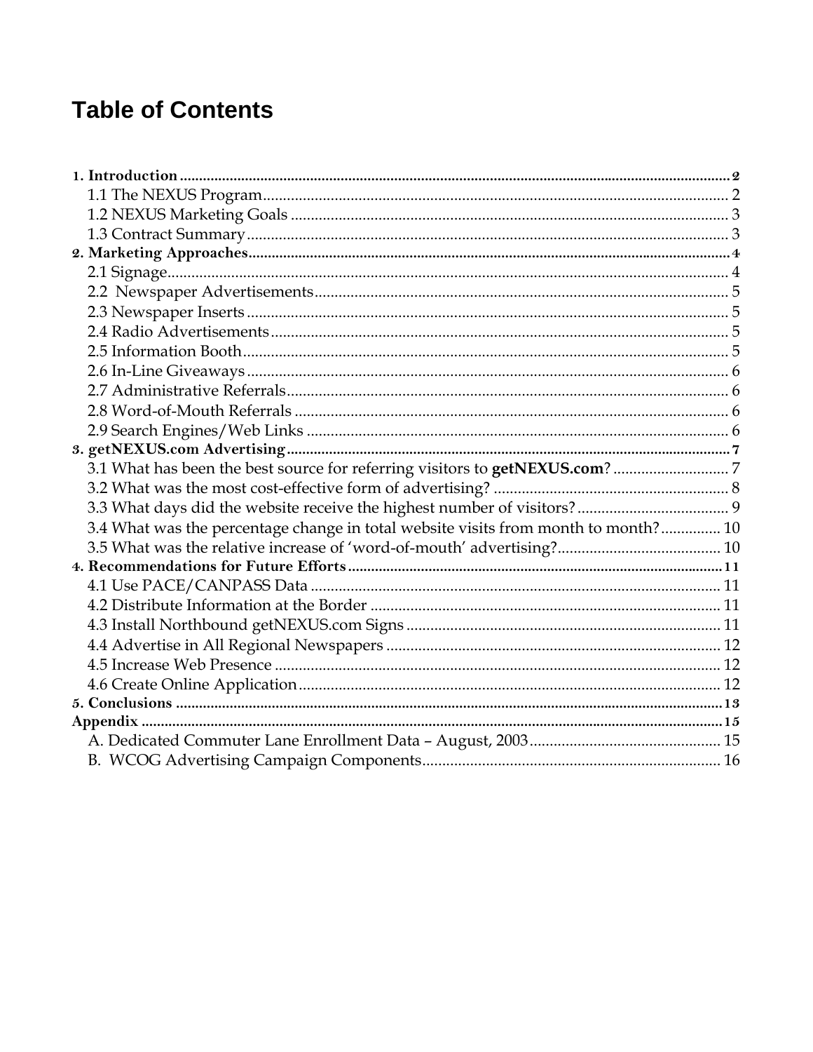# Table of Contents

**1. Introduction** ..... 2
- 1.1 The NEXUS Program ..... 2
- 1.2 NEXUS Marketing Goals ..... 3
- 1.3 Contract Summary ..... 3

**2. Marketing Approaches** ..... 4
- 2.1 Signage ..... 4
- 2.2 Newspaper Advertisements ..... 5
- 2.3 Newspaper Inserts ..... 5
- 2.4 Radio Advertisements ..... 5
- 2.5 Information Booth ..... 5
- 2.6 In-Line Giveaways ..... 6
- 2.7 Administrative Referrals ..... 6
- 2.8 Word-of-Mouth Referrals ..... 6
- 2.9 Search Engines/Web Links ..... 6

**3. getNEXUS.com Advertising** ..... 7
- 3.1 What has been the best source for referring visitors to **getNEXUS.com**? ..... 7
- 3.2 What was the most cost-effective form of advertising? ..... 8
- 3.3 What days did the website receive the highest number of visitors? ..... 9
- 3.4 What was the percentage change in total website visits from month to month? ..... 10
- 3.5 What was the relative increase of 'word-of-mouth' advertising? ..... 10

**4. Recommendations for Future Efforts** ..... 11
- 4.1 Use PACE/CANPASS Data ..... 11
- 4.2 Distribute Information at the Border ..... 11
- 4.3 Install Northbound getNEXUS.com Signs ..... 11
- 4.4 Advertise in All Regional Newspapers ..... 12
- 4.5 Increase Web Presence ..... 12
- 4.6 Create Online Application ..... 12

**5. Conclusions** ..... 13

**Appendix** ..... 15
- A. Dedicated Commuter Lane Enrollment Data – August, 2003 ..... 15
- B. WCOG Advertising Campaign Components ..... 16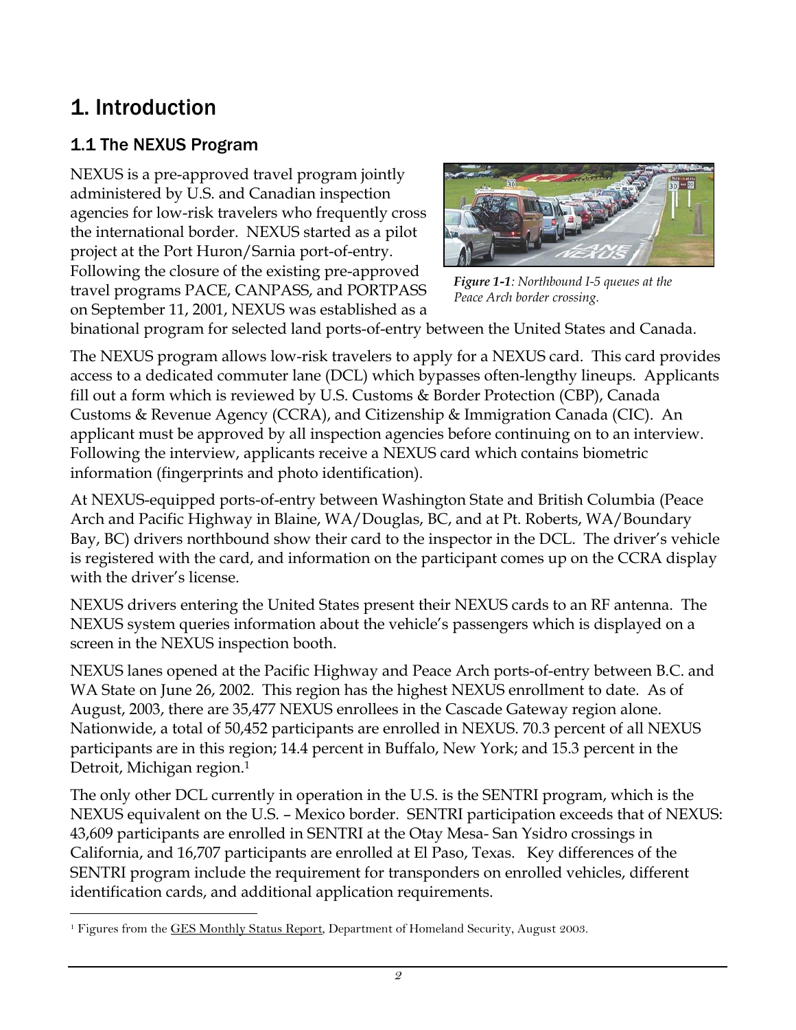# 1. Introduction

## 1.1 The NEXUS Program

NEXUS is a pre-approved travel program jointly administered by U.S. and Canadian inspection agencies for low-risk travelers who frequently cross the international border. NEXUS started as a pilot project at the Port Huron/Sarnia port-of-entry. Following the closure of the existing pre-approved travel programs PACE, CANPASS, and PORTPASS on September 11, 2001, NEXUS was established as a binational program for selected land ports-of-entry between the United States and Canada.

***Figure 1-1****: Northbound I-5 queues at the Peace Arch border crossing.*

The NEXUS program allows low-risk travelers to apply for a NEXUS card. This card provides access to a dedicated commuter lane (DCL) which bypasses often-lengthy lineups. Applicants fill out a form which is reviewed by U.S. Customs & Border Protection (CBP), Canada Customs & Revenue Agency (CCRA), and Citizenship & Immigration Canada (CIC). An applicant must be approved by all inspection agencies before continuing on to an interview. Following the interview, applicants receive a NEXUS card which contains biometric information (fingerprints and photo identification).

At NEXUS-equipped ports-of-entry between Washington State and British Columbia (Peace Arch and Pacific Highway in Blaine, WA/Douglas, BC, and at Pt. Roberts, WA/Boundary Bay, BC) drivers northbound show their card to the inspector in the DCL. The driver's vehicle is registered with the card, and information on the participant comes up on the CCRA display with the driver's license.

NEXUS drivers entering the United States present their NEXUS cards to an RF antenna. The NEXUS system queries information about the vehicle's passengers which is displayed on a screen in the NEXUS inspection booth.

NEXUS lanes opened at the Pacific Highway and Peace Arch ports-of-entry between B.C. and WA State on June 26, 2002. This region has the highest NEXUS enrollment to date. As of August, 2003, there are 35,477 NEXUS enrollees in the Cascade Gateway region alone. Nationwide, a total of 50,452 participants are enrolled in NEXUS. 70.3 percent of all NEXUS participants are in this region; 14.4 percent in Buffalo, New York; and 15.3 percent in the Detroit, Michigan region.[1]

The only other DCL currently in operation in the U.S. is the SENTRI program, which is the NEXUS equivalent on the U.S. – Mexico border. SENTRI participation exceeds that of NEXUS: 43,609 participants are enrolled in SENTRI at the Otay Mesa- San Ysidro crossings in California, and 16,707 participants are enrolled at El Paso, Texas. Key differences of the SENTRI program include the requirement for transponders on enrolled vehicles, different identification cards, and additional application requirements.

[1] Figures from the GES Monthly Status Report, Department of Homeland Security, August 2003.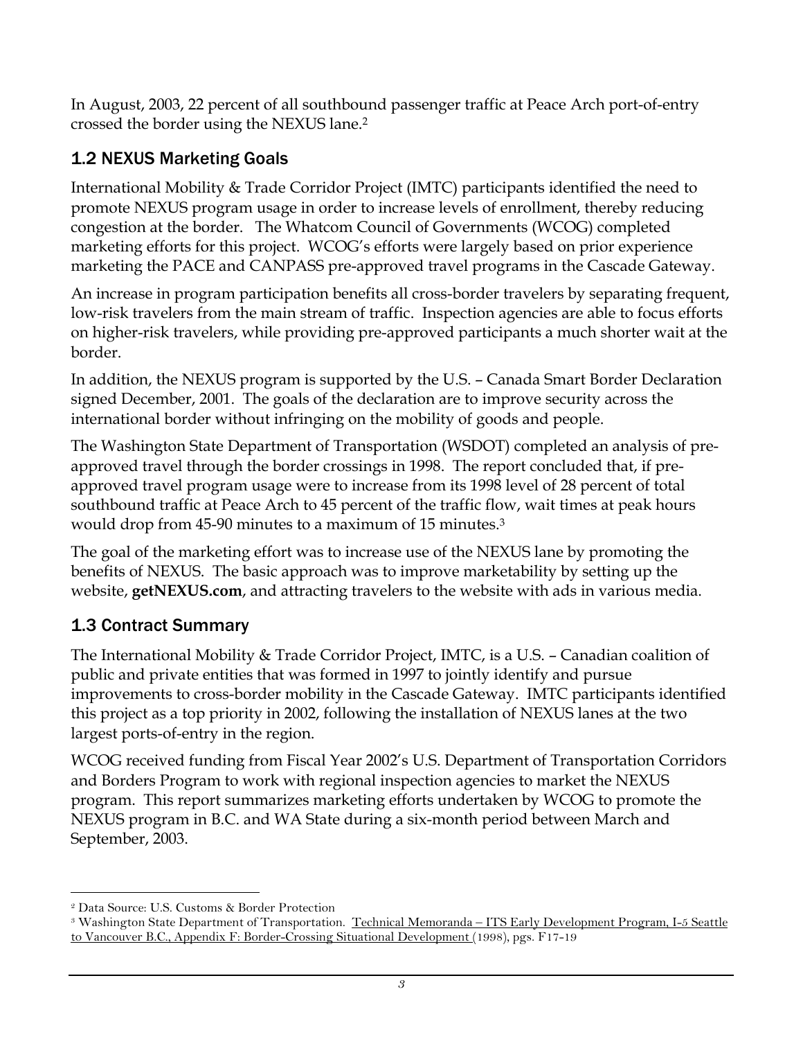In August, 2003, 22 percent of all southbound passenger traffic at Peace Arch port-of-entry crossed the border using the NEXUS lane.[2]

## 1.2 NEXUS Marketing Goals

International Mobility & Trade Corridor Project (IMTC) participants identified the need to promote NEXUS program usage in order to increase levels of enrollment, thereby reducing congestion at the border. The Whatcom Council of Governments (WCOG) completed marketing efforts for this project. WCOG's efforts were largely based on prior experience marketing the PACE and CANPASS pre-approved travel programs in the Cascade Gateway.

An increase in program participation benefits all cross-border travelers by separating frequent, low-risk travelers from the main stream of traffic. Inspection agencies are able to focus efforts on higher-risk travelers, while providing pre-approved participants a much shorter wait at the border.

In addition, the NEXUS program is supported by the U.S. – Canada Smart Border Declaration signed December, 2001. The goals of the declaration are to improve security across the international border without infringing on the mobility of goods and people.

The Washington State Department of Transportation (WSDOT) completed an analysis of pre-approved travel through the border crossings in 1998. The report concluded that, if pre-approved travel program usage were to increase from its 1998 level of 28 percent of total southbound traffic at Peace Arch to 45 percent of the traffic flow, wait times at peak hours would drop from 45-90 minutes to a maximum of 15 minutes.[3]

The goal of the marketing effort was to increase use of the NEXUS lane by promoting the benefits of NEXUS. The basic approach was to improve marketability by setting up the website, **getNEXUS.com**, and attracting travelers to the website with ads in various media.

## 1.3 Contract Summary

The International Mobility & Trade Corridor Project, IMTC, is a U.S. – Canadian coalition of public and private entities that was formed in 1997 to jointly identify and pursue improvements to cross-border mobility in the Cascade Gateway. IMTC participants identified this project as a top priority in 2002, following the installation of NEXUS lanes at the two largest ports-of-entry in the region.

WCOG received funding from Fiscal Year 2002's U.S. Department of Transportation Corridors and Borders Program to work with regional inspection agencies to market the NEXUS program. This report summarizes marketing efforts undertaken by WCOG to promote the NEXUS program in B.C. and WA State during a six-month period between March and September, 2003.

---

[2] Data Source: U.S. Customs & Border Protection

[3] Washington State Department of Transportation. Technical Memoranda – ITS Early Development Program, I-5 Seattle to Vancouver B.C., Appendix F: Border-Crossing Situational Development (1998), pgs. F17-19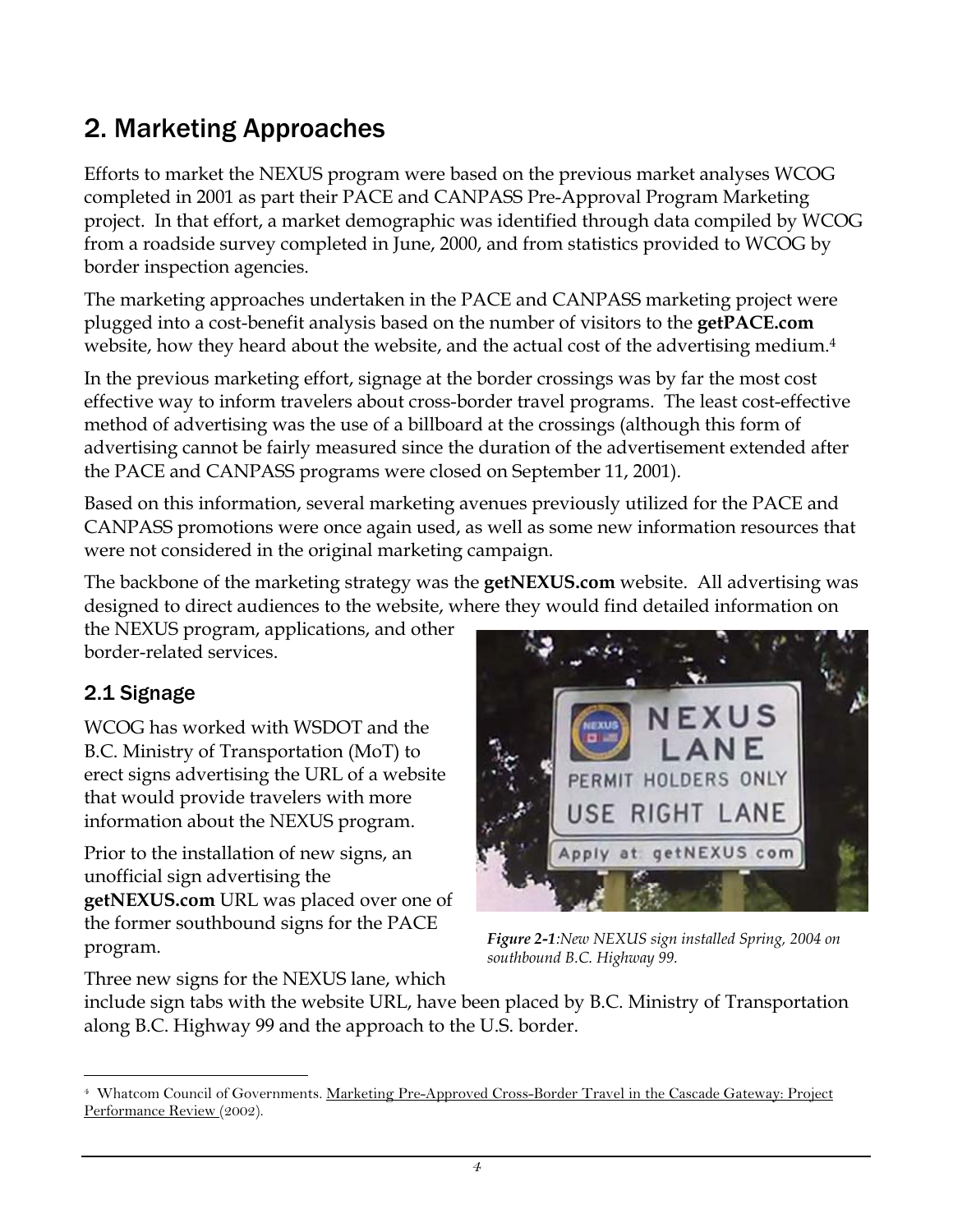# 2. Marketing Approaches

Efforts to market the NEXUS program were based on the previous market analyses WCOG completed in 2001 as part their PACE and CANPASS Pre-Approval Program Marketing project. In that effort, a market demographic was identified through data compiled by WCOG from a roadside survey completed in June, 2000, and from statistics provided to WCOG by border inspection agencies.

The marketing approaches undertaken in the PACE and CANPASS marketing project were plugged into a cost-benefit analysis based on the number of visitors to the **getPACE.com** website, how they heard about the website, and the actual cost of the advertising medium.[4]

In the previous marketing effort, signage at the border crossings was by far the most cost effective way to inform travelers about cross-border travel programs. The least cost-effective method of advertising was the use of a billboard at the crossings (although this form of advertising cannot be fairly measured since the duration of the advertisement extended after the PACE and CANPASS programs were closed on September 11, 2001).

Based on this information, several marketing avenues previously utilized for the PACE and CANPASS promotions were once again used, as well as some new information resources that were not considered in the original marketing campaign.

The backbone of the marketing strategy was the **getNEXUS.com** website. All advertising was designed to direct audiences to the website, where they would find detailed information on the NEXUS program, applications, and other border-related services.

## 2.1 Signage

WCOG has worked with WSDOT and the B.C. Ministry of Transportation (MoT) to erect signs advertising the URL of a website that would provide travelers with more information about the NEXUS program.

Prior to the installation of new signs, an unofficial sign advertising the **getNEXUS.com** URL was placed over one of the former southbound signs for the PACE program.

***Figure 2-1****:New NEXUS sign installed Spring, 2004 on southbound B.C. Highway 99.*

Three new signs for the NEXUS lane, which include sign tabs with the website URL, have been placed by B.C. Ministry of Transportation along B.C. Highway 99 and the approach to the U.S. border.

---

[4] Whatcom Council of Governments. Marketing Pre-Approved Cross-Border Travel in the Cascade Gateway: Project Performance Review (2002).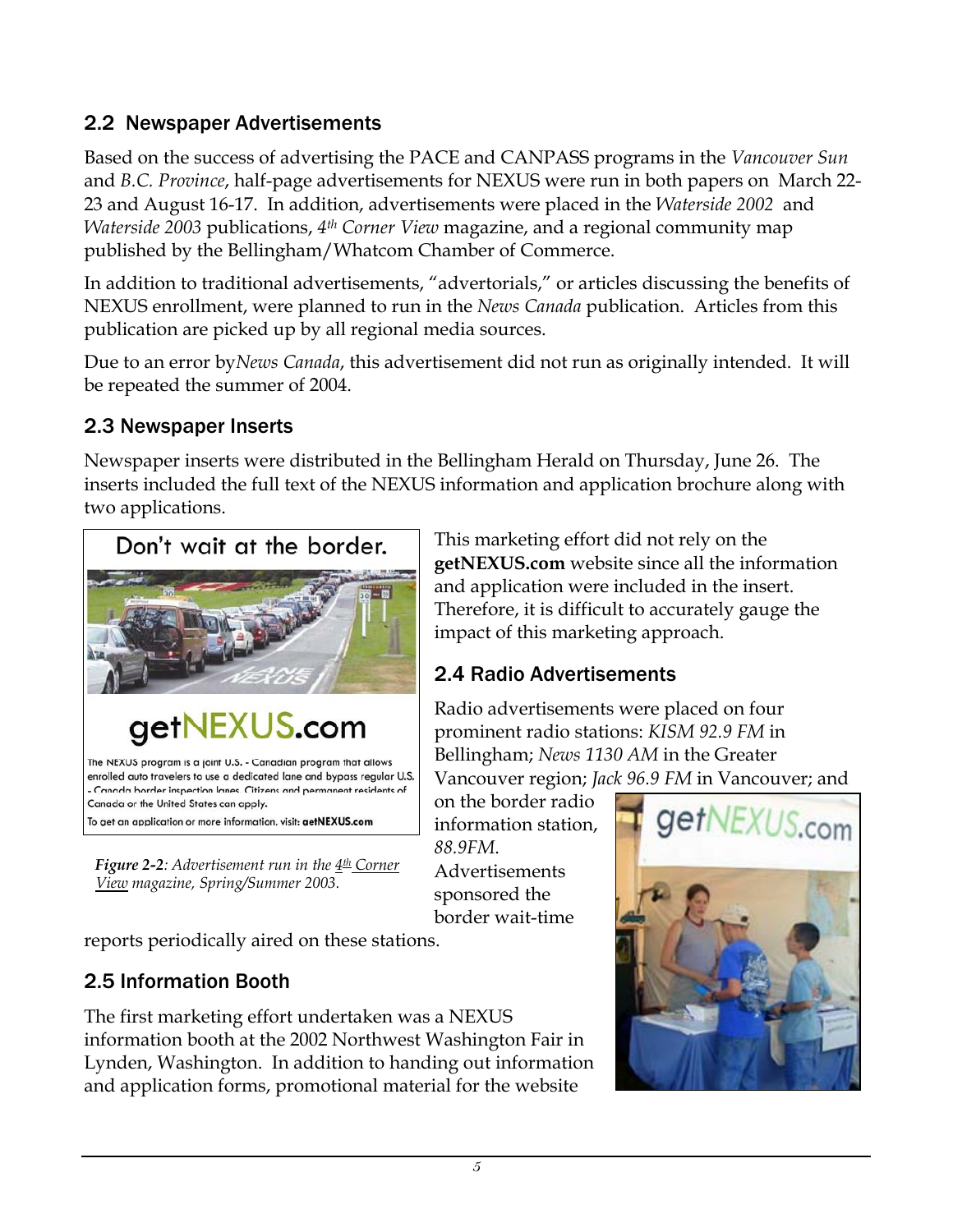## 2.2 Newspaper Advertisements

Based on the success of advertising the PACE and CANPASS programs in the *Vancouver Sun* and *B.C. Province*, half-page advertisements for NEXUS were run in both papers on March 22-23 and August 16-17. In addition, advertisements were placed in the *Waterside 2002* and *Waterside 2003* publications, *4th Corner View* magazine, and a regional community map published by the Bellingham/Whatcom Chamber of Commerce.

In addition to traditional advertisements, "advertorials," or articles discussing the benefits of NEXUS enrollment, were planned to run in the *News Canada* publication. Articles from this publication are picked up by all regional media sources.

Due to an error by *News Canada*, this advertisement did not run as originally intended. It will be repeated the summer of 2004.

## 2.3 Newspaper Inserts

Newspaper inserts were distributed in the Bellingham Herald on Thursday, June 26. The inserts included the full text of the NEXUS information and application brochure along with two applications.

Don't wait at the border.

getNEXUS.com

The NEXUS program is a joint U.S. - Canadian program that allows enrolled auto travelers to use a dedicated lane and bypass regular U.S. - Canada border inspection lanes. Citizens and permanent residents of Canada or the United States can apply.

To get an application or more information, visit: **getNEXUS.com**

***Figure 2-2****: Advertisement run in the 4th Corner View magazine, Spring/Summer 2003.*

This marketing effort did not rely on the **getNEXUS.com** website since all the information and application were included in the insert. Therefore, it is difficult to accurately gauge the impact of this marketing approach.

## 2.4 Radio Advertisements

Radio advertisements were placed on four prominent radio stations: *KISM 92.9 FM* in Bellingham; *News 1130 AM* in the Greater Vancouver region; *Jack 96.9 FM* in Vancouver; and on the border radio information station, *88.9FM*. Advertisements sponsored the border wait-time reports periodically aired on these stations.

## 2.5 Information Booth

The first marketing effort undertaken was a NEXUS information booth at the 2002 Northwest Washington Fair in Lynden, Washington. In addition to handing out information and application forms, promotional material for the website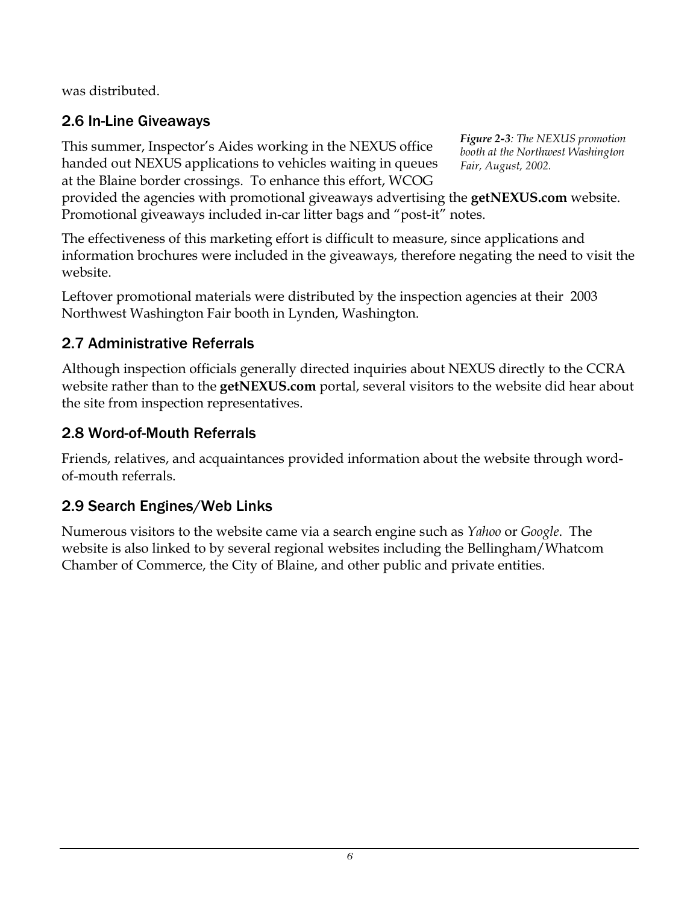was distributed.

## 2.6 In-Line Giveaways

*Figure 2-3: The NEXUS promotion booth at the Northwest Washington Fair, August, 2002.*

This summer, Inspector's Aides working in the NEXUS office handed out NEXUS applications to vehicles waiting in queues at the Blaine border crossings. To enhance this effort, WCOG provided the agencies with promotional giveaways advertising the **getNEXUS.com** website. Promotional giveaways included in-car litter bags and "post-it" notes.

The effectiveness of this marketing effort is difficult to measure, since applications and information brochures were included in the giveaways, therefore negating the need to visit the website.

Leftover promotional materials were distributed by the inspection agencies at their 2003 Northwest Washington Fair booth in Lynden, Washington.

## 2.7 Administrative Referrals

Although inspection officials generally directed inquiries about NEXUS directly to the CCRA website rather than to the **getNEXUS.com** portal, several visitors to the website did hear about the site from inspection representatives.

## 2.8 Word-of-Mouth Referrals

Friends, relatives, and acquaintances provided information about the website through word-of-mouth referrals.

## 2.9 Search Engines/Web Links

Numerous visitors to the website came via a search engine such as *Yahoo* or *Google*. The website is also linked to by several regional websites including the Bellingham/Whatcom Chamber of Commerce, the City of Blaine, and other public and private entities.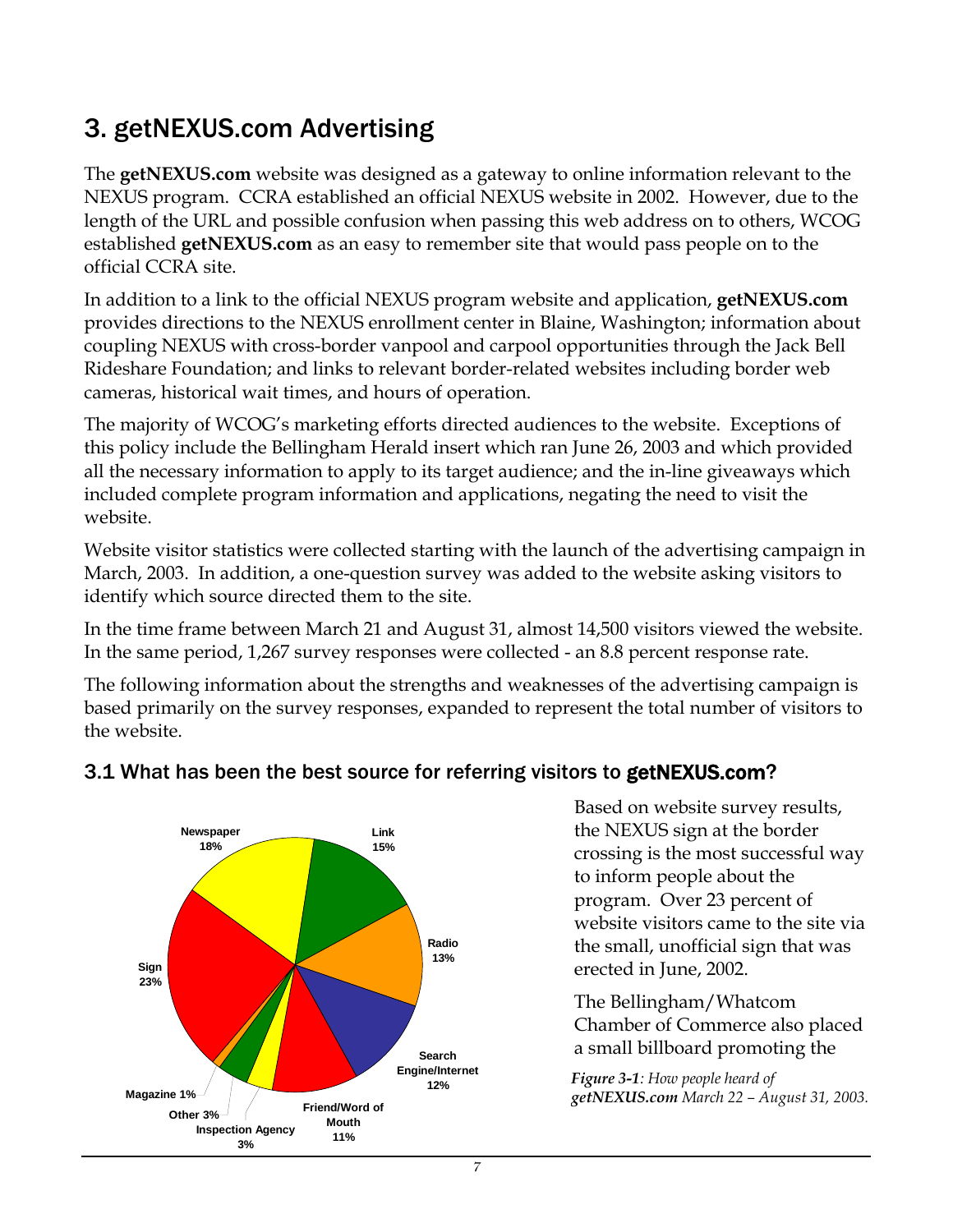# 3. getNEXUS.com Advertising

The **getNEXUS.com** website was designed as a gateway to online information relevant to the NEXUS program. CCRA established an official NEXUS website in 2002. However, due to the length of the URL and possible confusion when passing this web address on to others, WCOG established **getNEXUS.com** as an easy to remember site that would pass people on to the official CCRA site.

In addition to a link to the official NEXUS program website and application, **getNEXUS.com** provides directions to the NEXUS enrollment center in Blaine, Washington; information about coupling NEXUS with cross-border vanpool and carpool opportunities through the Jack Bell Rideshare Foundation; and links to relevant border-related websites including border web cameras, historical wait times, and hours of operation.

The majority of WCOG's marketing efforts directed audiences to the website. Exceptions of this policy include the Bellingham Herald insert which ran June 26, 2003 and which provided all the necessary information to apply to its target audience; and the in-line giveaways which included complete program information and applications, negating the need to visit the website.

Website visitor statistics were collected starting with the launch of the advertising campaign in March, 2003. In addition, a one-question survey was added to the website asking visitors to identify which source directed them to the site.

In the time frame between March 21 and August 31, almost 14,500 visitors viewed the website. In the same period, 1,267 survey responses were collected - an 8.8 percent response rate.

The following information about the strengths and weaknesses of the advertising campaign is based primarily on the survey responses, expanded to represent the total number of visitors to the website.

## 3.1 What has been the best source for referring visitors to getNEXUS.com?

| Source | Percent |
|---|---|
| Sign | 23% |
| Newspaper | 18% |
| Link | 15% |
| Radio | 13% |
| Search Engine/Internet | 12% |
| Friend/Word of Mouth | 11% |
| Inspection Agency | 3% |
| Other | 3% |
| Magazine | 1% |

***Figure 3-1**: How people heard of **getNEXUS.com** March 22 – August 31, 2003.*

Based on website survey results, the NEXUS sign at the border crossing is the most successful way to inform people about the program. Over 23 percent of website visitors came to the site via the small, unofficial sign that was erected in June, 2002.

The Bellingham/Whatcom Chamber of Commerce also placed a small billboard promoting the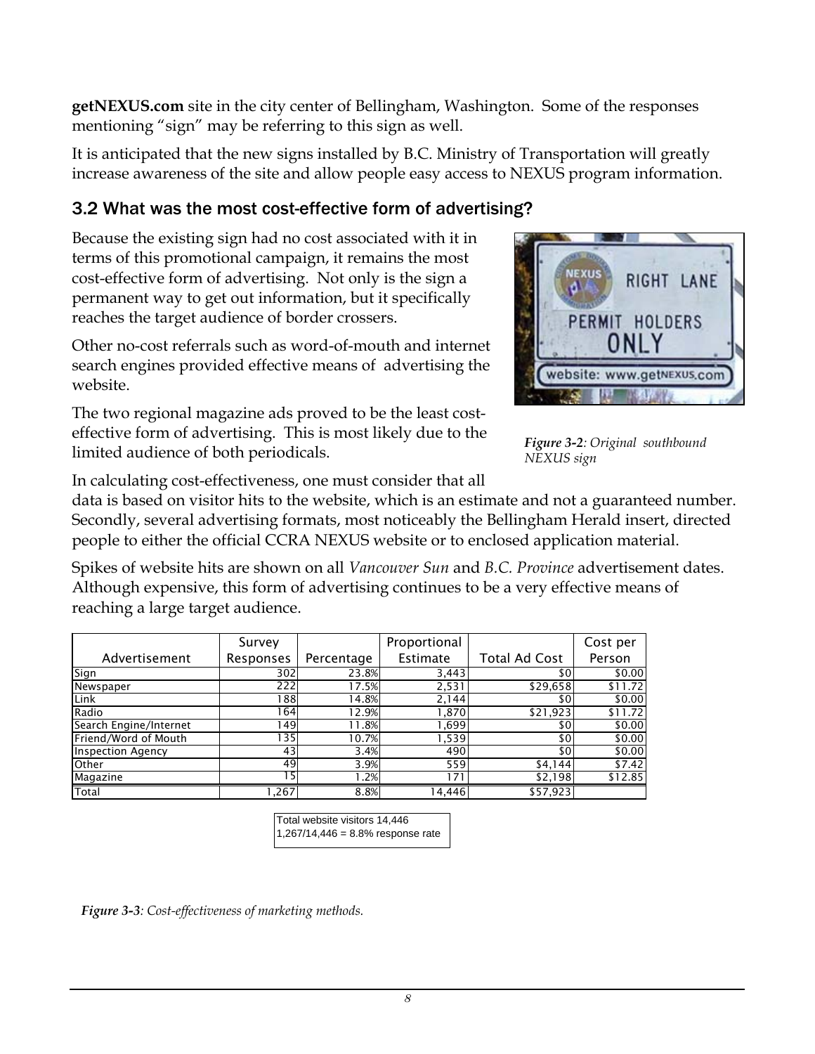**getNEXUS.com** site in the city center of Bellingham, Washington. Some of the responses mentioning "sign" may be referring to this sign as well.

It is anticipated that the new signs installed by B.C. Ministry of Transportation will greatly increase awareness of the site and allow people easy access to NEXUS program information.

## 3.2 What was the most cost-effective form of advertising?

Because the existing sign had no cost associated with it in terms of this promotional campaign, it remains the most cost-effective form of advertising. Not only is the sign a permanent way to get out information, but it specifically reaches the target audience of border crossers.

Other no-cost referrals such as word-of-mouth and internet search engines provided effective means of advertising the website.

The two regional magazine ads proved to be the least cost-effective form of advertising. This is most likely due to the limited audience of both periodicals.

***Figure 3-2****: Original southbound NEXUS sign*

In calculating cost-effectiveness, one must consider that all data is based on visitor hits to the website, which is an estimate and not a guaranteed number. Secondly, several advertising formats, most noticeably the Bellingham Herald insert, directed people to either the official CCRA NEXUS website or to enclosed application material.

Spikes of website hits are shown on all *Vancouver Sun* and *B.C. Province* advertisement dates. Although expensive, this form of advertising continues to be a very effective means of reaching a large target audience.

| Advertisement | Survey Responses | Percentage | Proportional Estimate | Total Ad Cost | Cost per Person |
|---|---|---|---|---|---|
| Sign | 302 | 23.8% | 3,443 | $0 | $0.00 |
| Newspaper | 222 | 17.5% | 2,531 | $29,658 | $11.72 |
| Link | 188 | 14.8% | 2,144 | $0 | $0.00 |
| Radio | 164 | 12.9% | 1,870 | $21,923 | $11.72 |
| Search Engine/Internet | 149 | 11.8% | 1,699 | $0 | $0.00 |
| Friend/Word of Mouth | 135 | 10.7% | 1,539 | $0 | $0.00 |
| Inspection Agency | 43 | 3.4% | 490 | $0 | $0.00 |
| Other | 49 | 3.9% | 559 | $4,144 | $7.42 |
| Magazine | 15 | 1.2% | 171 | $2,198 | $12.85 |
| Total | 1,267 | 8.8% | 14,446 | $57,923 | |

Total website visitors 14,446
1,267/14,446 = 8.8% response rate

***Figure 3-3****: Cost-effectiveness of marketing methods.*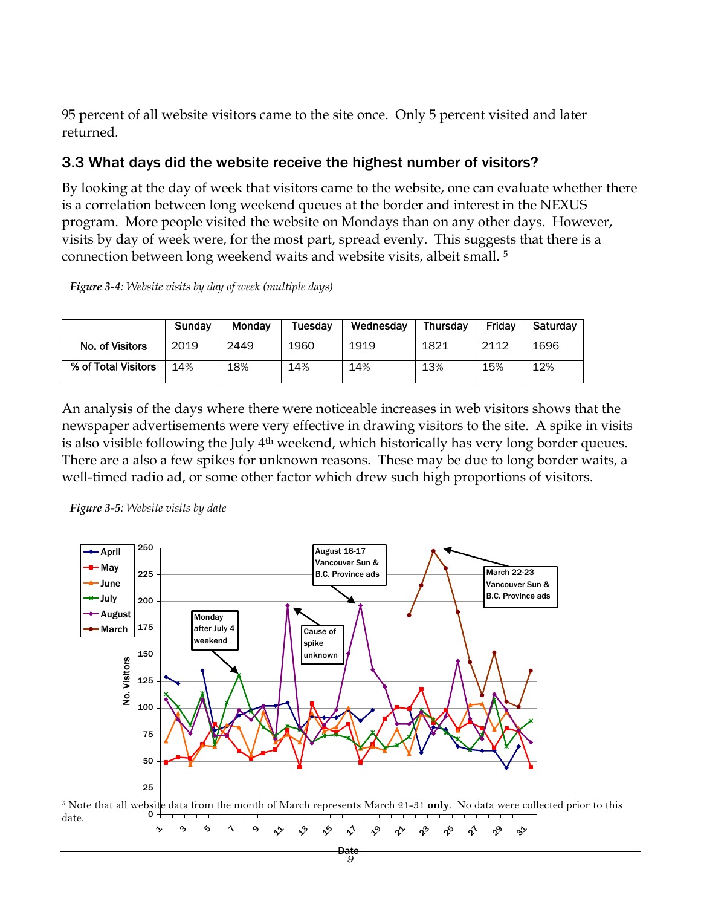95 percent of all website visitors came to the site once. Only 5 percent visited and later returned.

### 3.3 What days did the website receive the highest number of visitors?

By looking at the day of week that visitors came to the website, one can evaluate whether there is a correlation between long weekend queues at the border and interest in the NEXUS program. More people visited the website on Mondays than on any other days. However, visits by day of week were, for the most part, spread evenly. This suggests that there is a connection between long weekend waits and website visits, albeit small. [5]

***Figure 3-4**: Website visits by day of week (multiple days)*

| | Sunday | Monday | Tuesday | Wednesday | Thursday | Friday | Saturday |
|---|---|---|---|---|---|---|---|
| No. of Visitors | 2019 | 2449 | 1960 | 1919 | 1821 | 2112 | 1696 |
| % of Total Visitors | 14% | 18% | 14% | 14% | 13% | 15% | 12% |

An analysis of the days where there were noticeable increases in web visitors shows that the newspaper advertisements were very effective in drawing visitors to the site. A spike in visits is also visible following the July 4th weekend, which historically has very long border queues. There are a also a few spikes for unknown reasons. These may be due to long border waits, a well-timed radio ad, or some other factor which drew such high proportions of visitors.

***Figure 3-5**: Website visits by date*

[5] Note that all website data from the month of March represents March 21-31 **only**. No data were collected prior to this date.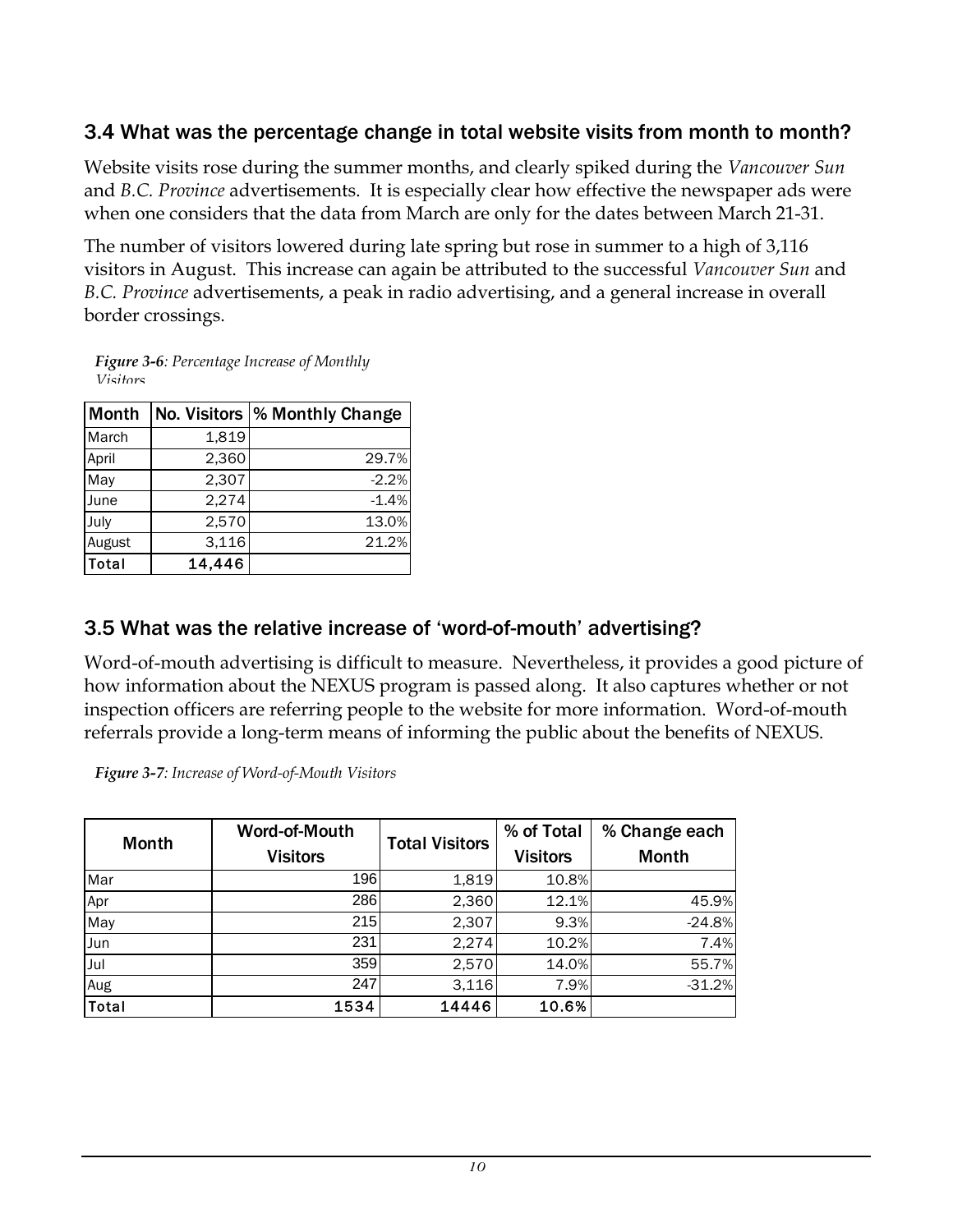### 3.4 What was the percentage change in total website visits from month to month?

Website visits rose during the summer months, and clearly spiked during the *Vancouver Sun* and *B.C. Province* advertisements. It is especially clear how effective the newspaper ads were when one considers that the data from March are only for the dates between March 21-31.

The number of visitors lowered during late spring but rose in summer to a high of 3,116 visitors in August. This increase can again be attributed to the successful *Vancouver Sun* and *B.C. Province* advertisements, a peak in radio advertising, and a general increase in overall border crossings.

***Figure 3-6**: Percentage Increase of Monthly Visitors*

| Month | No. Visitors | % Monthly Change |
|---|---|---|
| March | 1,819 | |
| April | 2,360 | 29.7% |
| May | 2,307 | -2.2% |
| June | 2,274 | -1.4% |
| July | 2,570 | 13.0% |
| August | 3,116 | 21.2% |
| **Total** | **14,446** | |

### 3.5 What was the relative increase of 'word-of-mouth' advertising?

Word-of-mouth advertising is difficult to measure. Nevertheless, it provides a good picture of how information about the NEXUS program is passed along. It also captures whether or not inspection officers are referring people to the website for more information. Word-of-mouth referrals provide a long-term means of informing the public about the benefits of NEXUS.

***Figure 3-7**: Increase of Word-of-Mouth Visitors*

| Month | Word-of-Mouth Visitors | Total Visitors | % of Total Visitors | % Change each Month |
|---|---|---|---|---|
| Mar | 196 | 1,819 | 10.8% | |
| Apr | 286 | 2,360 | 12.1% | 45.9% |
| May | 215 | 2,307 | 9.3% | -24.8% |
| Jun | 231 | 2,274 | 10.2% | 7.4% |
| Jul | 359 | 2,570 | 14.0% | 55.7% |
| Aug | 247 | 3,116 | 7.9% | -31.2% |
| **Total** | **1534** | **14446** | **10.6%** | |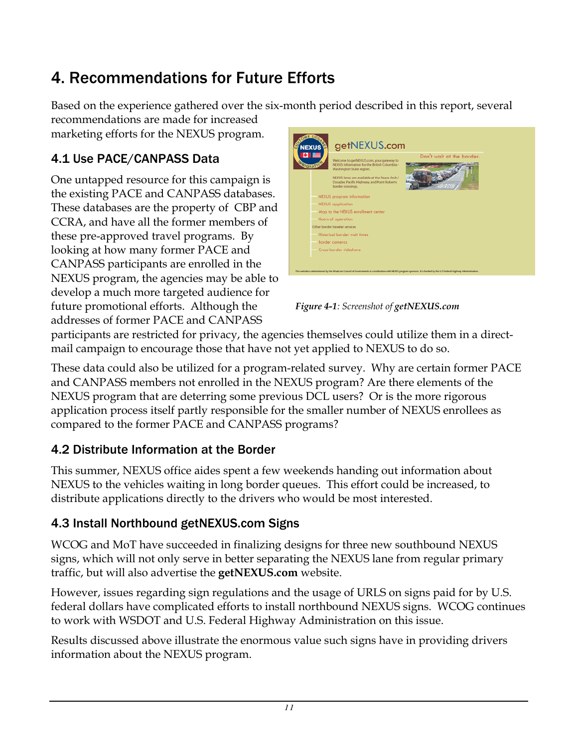# 4. Recommendations for Future Efforts

Based on the experience gathered over the six-month period described in this report, several recommendations are made for increased marketing efforts for the NEXUS program.

## 4.1 Use PACE/CANPASS Data

One untapped resource for this campaign is the existing PACE and CANPASS databases. These databases are the property of CBP and CCRA, and have all the former members of these pre-approved travel programs. By looking at how many former PACE and CANPASS participants are enrolled in the NEXUS program, the agencies may be able to develop a much more targeted audience for future promotional efforts. Although the addresses of former PACE and CANPASS participants are restricted for privacy, the agencies themselves could utilize them in a direct-mail campaign to encourage those that have not yet applied to NEXUS to do so.

***Figure 4-1**: Screenshot of **getNEXUS.com***

These data could also be utilized for a program-related survey. Why are certain former PACE and CANPASS members not enrolled in the NEXUS program? Are there elements of the NEXUS program that are deterring some previous DCL users? Or is the more rigorous application process itself partly responsible for the smaller number of NEXUS enrollees as compared to the former PACE and CANPASS programs?

## 4.2 Distribute Information at the Border

This summer, NEXUS office aides spent a few weekends handing out information about NEXUS to the vehicles waiting in long border queues. This effort could be increased, to distribute applications directly to the drivers who would be most interested.

## 4.3 Install Northbound getNEXUS.com Signs

WCOG and MoT have succeeded in finalizing designs for three new southbound NEXUS signs, which will not only serve in better separating the NEXUS lane from regular primary traffic, but will also advertise the **getNEXUS.com** website.

However, issues regarding sign regulations and the usage of URLS on signs paid for by U.S. federal dollars have complicated efforts to install northbound NEXUS signs. WCOG continues to work with WSDOT and U.S. Federal Highway Administration on this issue.

Results discussed above illustrate the enormous value such signs have in providing drivers information about the NEXUS program.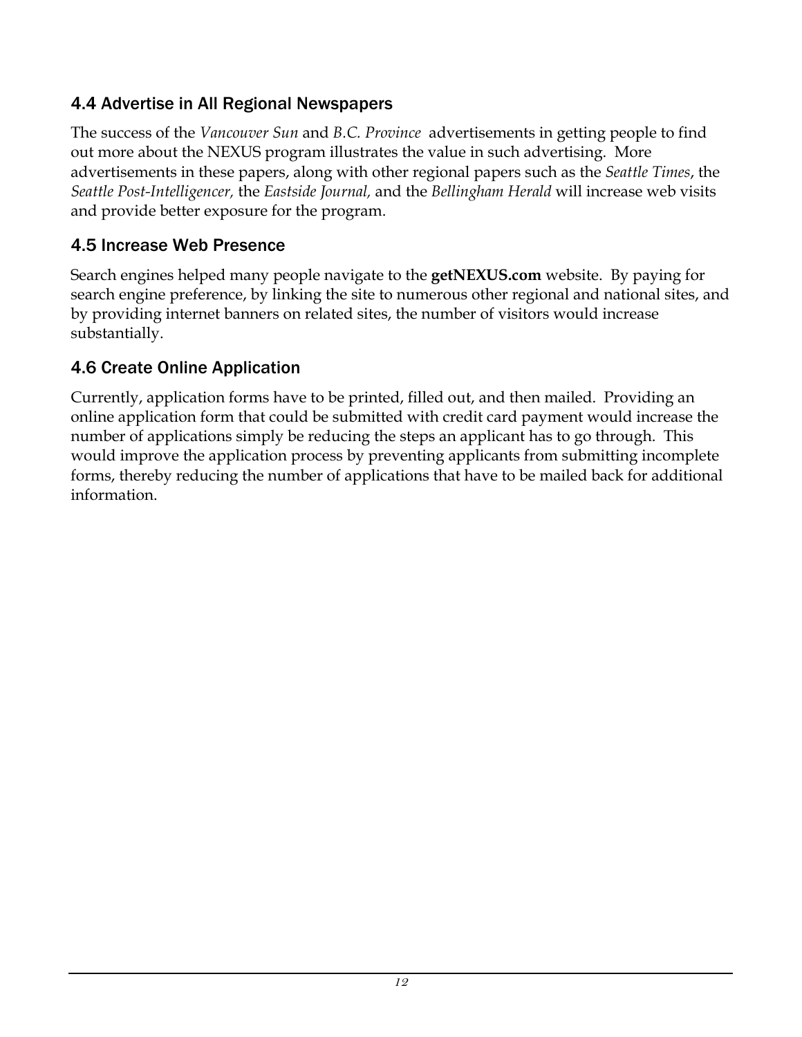## 4.4 Advertise in All Regional Newspapers

The success of the *Vancouver Sun* and *B.C. Province* advertisements in getting people to find out more about the NEXUS program illustrates the value in such advertising. More advertisements in these papers, along with other regional papers such as the *Seattle Times*, the *Seattle Post-Intelligencer,* the *Eastside Journal,* and the *Bellingham Herald* will increase web visits and provide better exposure for the program.

## 4.5 Increase Web Presence

Search engines helped many people navigate to the **getNEXUS.com** website. By paying for search engine preference, by linking the site to numerous other regional and national sites, and by providing internet banners on related sites, the number of visitors would increase substantially.

## 4.6 Create Online Application

Currently, application forms have to be printed, filled out, and then mailed. Providing an online application form that could be submitted with credit card payment would increase the number of applications simply be reducing the steps an applicant has to go through. This would improve the application process by preventing applicants from submitting incomplete forms, thereby reducing the number of applications that have to be mailed back for additional information.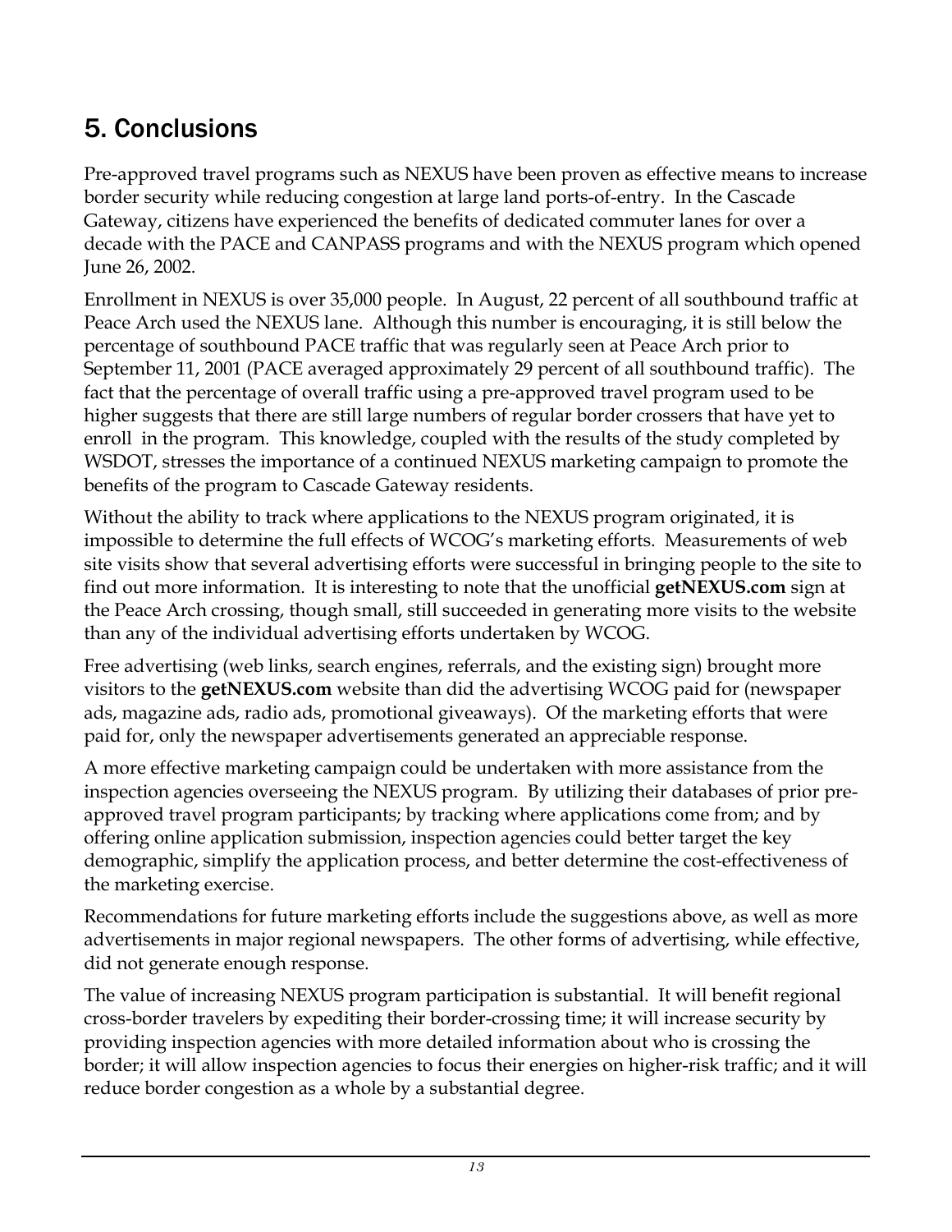# 5. Conclusions

Pre-approved travel programs such as NEXUS have been proven as effective means to increase border security while reducing congestion at large land ports-of-entry. In the Cascade Gateway, citizens have experienced the benefits of dedicated commuter lanes for over a decade with the PACE and CANPASS programs and with the NEXUS program which opened June 26, 2002.

Enrollment in NEXUS is over 35,000 people. In August, 22 percent of all southbound traffic at Peace Arch used the NEXUS lane. Although this number is encouraging, it is still below the percentage of southbound PACE traffic that was regularly seen at Peace Arch prior to September 11, 2001 (PACE averaged approximately 29 percent of all southbound traffic). The fact that the percentage of overall traffic using a pre-approved travel program used to be higher suggests that there are still large numbers of regular border crossers that have yet to enroll in the program. This knowledge, coupled with the results of the study completed by WSDOT, stresses the importance of a continued NEXUS marketing campaign to promote the benefits of the program to Cascade Gateway residents.

Without the ability to track where applications to the NEXUS program originated, it is impossible to determine the full effects of WCOG's marketing efforts. Measurements of web site visits show that several advertising efforts were successful in bringing people to the site to find out more information. It is interesting to note that the unofficial **getNEXUS.com** sign at the Peace Arch crossing, though small, still succeeded in generating more visits to the website than any of the individual advertising efforts undertaken by WCOG.

Free advertising (web links, search engines, referrals, and the existing sign) brought more visitors to the **getNEXUS.com** website than did the advertising WCOG paid for (newspaper ads, magazine ads, radio ads, promotional giveaways). Of the marketing efforts that were paid for, only the newspaper advertisements generated an appreciable response.

A more effective marketing campaign could be undertaken with more assistance from the inspection agencies overseeing the NEXUS program. By utilizing their databases of prior pre-approved travel program participants; by tracking where applications come from; and by offering online application submission, inspection agencies could better target the key demographic, simplify the application process, and better determine the cost-effectiveness of the marketing exercise.

Recommendations for future marketing efforts include the suggestions above, as well as more advertisements in major regional newspapers. The other forms of advertising, while effective, did not generate enough response.

The value of increasing NEXUS program participation is substantial. It will benefit regional cross-border travelers by expediting their border-crossing time; it will increase security by providing inspection agencies with more detailed information about who is crossing the border; it will allow inspection agencies to focus their energies on higher-risk traffic; and it will reduce border congestion as a whole by a substantial degree.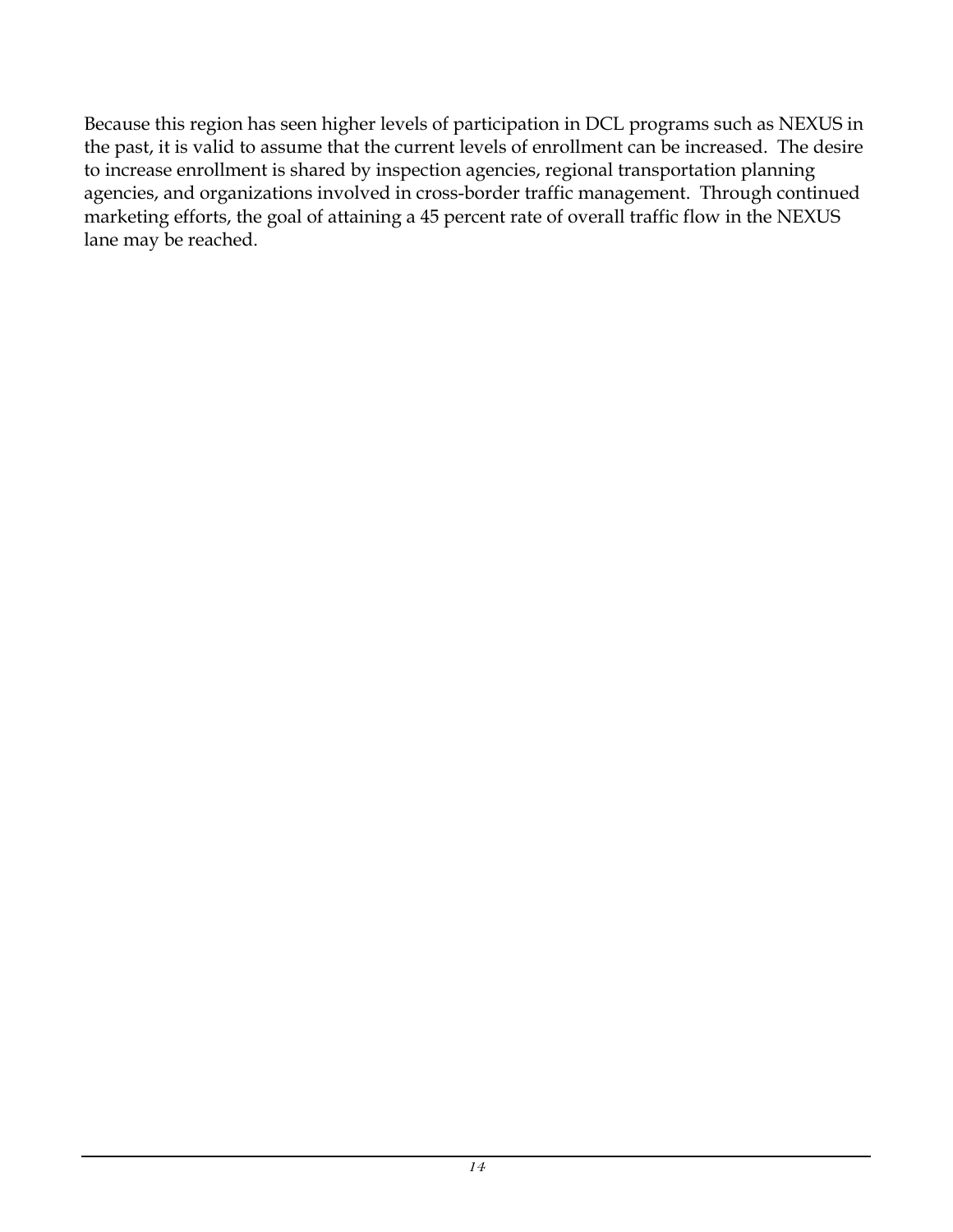Because this region has seen higher levels of participation in DCL programs such as NEXUS in the past, it is valid to assume that the current levels of enrollment can be increased. The desire to increase enrollment is shared by inspection agencies, regional transportation planning agencies, and organizations involved in cross-border traffic management. Through continued marketing efforts, the goal of attaining a 45 percent rate of overall traffic flow in the NEXUS lane may be reached.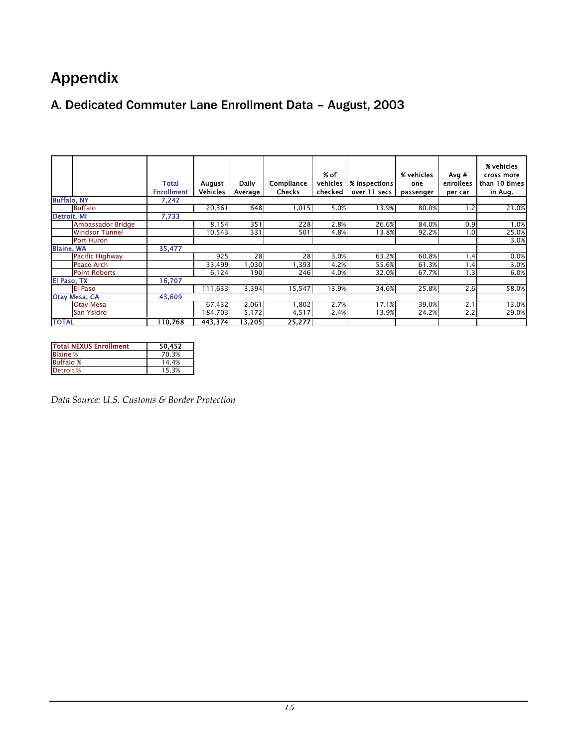# Appendix

## A. Dedicated Commuter Lane Enrollment Data – August, 2003

| | | Total Enrollment | August Vehicles | Daily Average | Compliance Checks | % of vehicles checked | % inspections over 11 secs | % vehicles one passenger | Avg # enrollees per car | % vehicles cross more than 10 times in Aug. |
|---|---|---|---|---|---|---|---|---|---|---|
| Buffalo, NY | | 7,242 | | | | | | | | |
| | Buffalo | | 20,361 | 648 | 1,015 | 5.0% | 13.9% | 80.0% | 1.2 | 21.0% |
| Detroit, MI | | 7,733 | | | | | | | | |
| | Ambassador Bridge | | 8,154 | 351 | 228 | 2.8% | 26.6% | 84.0% | 0.9 | 1.0% |
| | Windsor Tunnel | | 10,543 | 331 | 501 | 4.8% | 13.8% | 92.2% | 1.0 | 25.0% |
| | Port Huron | | | | | | | | | 3.0% |
| Blaine, WA | | 35,477 | | | | | | | | |
| | Pacific Highway | | 925 | 28 | 28 | 3.0% | 63.2% | 60.8% | 1.4 | 0.0% |
| | Peace Arch | | 33,499 | 1,030 | 1,393 | 4.2% | 55.6% | 61.3% | 1.4 | 3.0% |
| | Point Roberts | | 6,124 | 190 | 246 | 4.0% | 32.0% | 67.7% | 1.3 | 6.0% |
| El Paso, TX | | 16,707 | | | | | | | | |
| | El Paso | | 111,633 | 3,394 | 15,547 | 13.9% | 34.6% | 25.8% | 2.6 | 58.0% |
| Otay Mesa, CA | | 43,609 | | | | | | | | |
| | Otay Mesa | | 67,432 | 2,061 | 1,802 | 2.7% | 17.1% | 39.0% | 2.1 | 13.0% |
| | San Ysidro | | 184,703 | 5,172 | 4,517 | 2.4% | 13.9% | 24.2% | 2.2 | 29.0% |
| TOTAL | | 110,768 | 443,374 | 13,205 | 25,277 | | | | | |

| Total NEXUS Enrollment | 50,452 |
|---|---|
| Blaine % | 70.3% |
| Buffalo % | 14.4% |
| Detroit % | 15.3% |

*Data Source: U.S. Customs & Border Protection*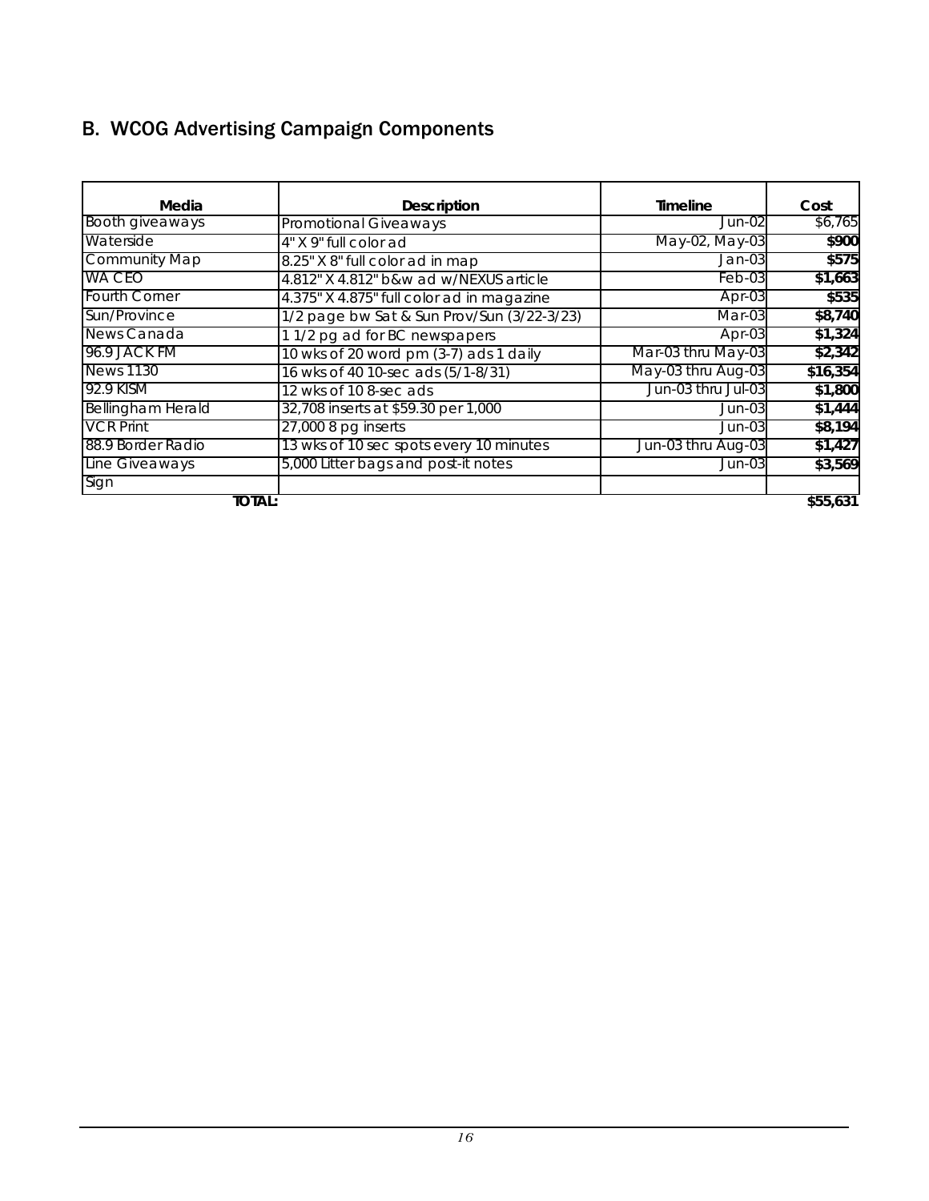## B. WCOG Advertising Campaign Components

| Media | Description | Timeline | Cost |
|---|---|---|---|
| Booth giveaways | Promotional Giveaways | Jun-02 | $6,765 |
| Waterside | 4" X 9" full color ad | May-02, May-03 | **$900** |
| Community Map | 8.25" X 8" full color ad in map | Jan-03 | **$575** |
| WA CEO | 4.812" X 4.812" b&w ad w/NEXUS article | Feb-03 | **$1,663** |
| Fourth Corner | 4.375" X 4.875" full color ad in magazine | Apr-03 | **$535** |
| Sun/Province | 1/2 page bw Sat & Sun Prov/Sun (3/22-3/23) | Mar-03 | **$8,740** |
| News Canada | 1 1/2 pg ad for BC newspapers | Apr-03 | **$1,324** |
| 96.9 JACK FM | 10 wks of 20 word pm (3-7) ads 1 daily | Mar-03 thru May-03 | **$2,342** |
| News 1130 | 16 wks of 40 10-sec ads (5/1-8/31) | May-03 thru Aug-03 | **$16,354** |
| 92.9 KISM | 12 wks of 10 8-sec ads | Jun-03 thru Jul-03 | **$1,800** |
| Bellingham Herald | 32,708 inserts at $59.30 per 1,000 | Jun-03 | **$1,444** |
| VCR Print | 27,000 8 pg inserts | Jun-03 | **$8,194** |
| 88.9 Border Radio | 13 wks of 10 sec spots every 10 minutes | Jun-03 thru Aug-03 | **$1,427** |
| Line Giveaways | 5,000 Litter bags and post-it notes | Jun-03 | **$3,569** |
| Sign | | | |
| **TOTAL:** | | | **$55,631** |